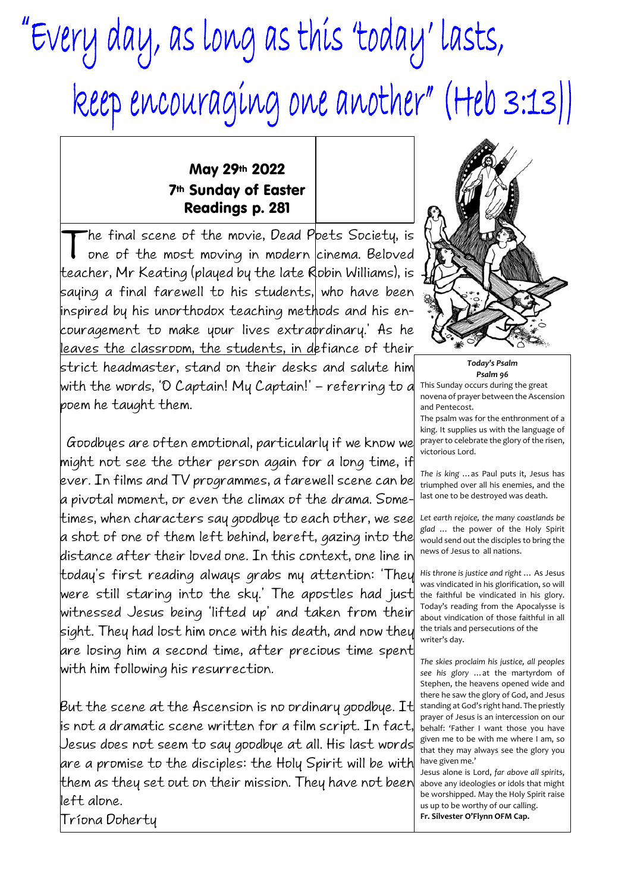# "Every day, as long as this 'today' lasts, keep encouraging one another" (Heb 3:13)

**May 29th 2022**
**7th Sunday of Easter**
**Readings p. 281**

The final scene of the movie, Dead Poets Society, is one of the most moving in modern cinema. Beloved teacher, Mr Keating (played by the late Robin Williams), is saying a final farewell to his students, who have been inspired by his unorthodox teaching methods and his encouragement to make your lives extraordinary.' As he leaves the classroom, the students, in defiance of their strict headmaster, stand on their desks and salute him with the words, 'O Captain! My Captain!' – referring to a poem he taught them.

Goodbyes are often emotional, particularly if we know we might not see the other person again for a long time, if ever. In films and TV programmes, a farewell scene can be a pivotal moment, or even the climax of the drama. Sometimes, when characters say goodbye to each other, we see a shot of one of them left behind, bereft, gazing into the distance after their loved one. In this context, one line in today's first reading always grabs my attention: 'They were still staring into the sky.' The apostles had just witnessed Jesus being 'lifted up' and taken from their sight. They had lost him once with his death, and now they are losing him a second time, after precious time spent with him following his resurrection.

But the scene at the Ascension is no ordinary goodbye. It is not a dramatic scene written for a film script. In fact, Jesus does not seem to say goodbye at all. His last words are a promise to the disciples: the Holy Spirit will be with them as they set out on their mission. They have not been left alone.

Tríona Doherty

***Today's Psalm***
***Psalm 96***

This Sunday occurs during the great novena of prayer between the Ascension and Pentecost.
The psalm was for the enthronement of a king. It supplies us with the language of prayer to celebrate the glory of the risen, victorious Lord.

*The is king* … as Paul puts it, Jesus has triumphed over all his enemies, and the last one to be destroyed was death.

*Let earth rejoice, the many coastlands be glad* … the power of the Holy Spirit would send out the disciples to bring the news of Jesus to all nations.

*His throne is justice and right* … As Jesus was vindicated in his glorification, so will the faithful be vindicated in his glory. Today's reading from the Apocalypse is about vindication of those faithful in all the trials and persecutions of the writer's day.

*The skies proclaim his justice, all peoples see his glory* … at the martyrdom of Stephen, the heavens opened wide and there he saw the glory of God, and Jesus standing at God's right hand. The priestly prayer of Jesus is an intercession on our behalf: 'Father I want those you have given me to be with me where I am, so that they may always see the glory you have given me.'
Jesus alone is Lord, *far above all spirits*, above any ideologies or idols that might be worshipped. May the Holy Spirit raise us up to be worthy of our calling.
**Fr. Silvester O'Flynn OFM Cap.**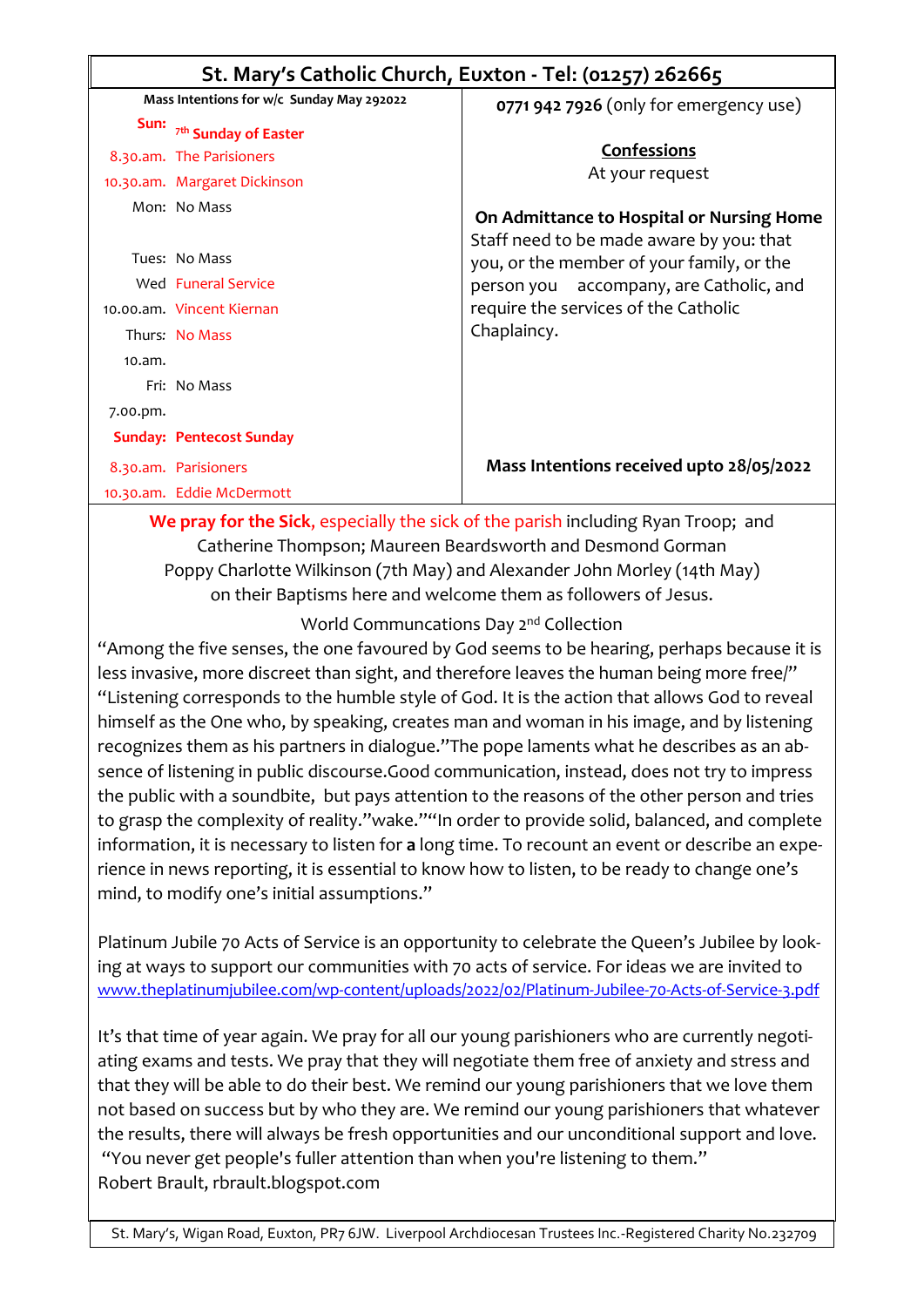# St. Mary's Catholic Church, Euxton - Tel: (01257) 262665

**Mass Intentions for w/c Sunday May 292022**

| | |
|---|---|
| **Sun:** | **7th Sunday of Easter** |
| 8.30.am. | The Parisioners |
| 10.30.am. | Margaret Dickinson |
| Mon: | No Mass |
| Tues: | No Mass |
| Wed | Funeral Service |
| 10.00.am. | Vincent Kiernan |
| Thurs: | No Mass |
| 10.am. | |
| Fri: | No Mass |
| 7.00.pm. | |
| **Sunday:** | **Pentecost Sunday** |
| 8.30.am. | Parisioners |
| 10.30.am. | Eddie McDermott |

**0771 942 7926** (only for emergency use)

**Confessions**

At your request

**On Admittance to Hospital or Nursing Home**

Staff need to be made aware by you: that you, or the member of your family, or the person you accompany, are Catholic, and require the services of the Catholic Chaplaincy.

**Mass Intentions received upto 28/05/2022**

**We pray for the Sick**, especially the sick of the parish including Ryan Troop; and Catherine Thompson; Maureen Beardsworth and Desmond Gorman

Poppy Charlotte Wilkinson (7th May) and Alexander John Morley (14th May) on their Baptisms here and welcome them as followers of Jesus.

World Communcations Day 2nd Collection

"Among the five senses, the one favoured by God seems to be hearing, perhaps because it is less invasive, more discreet than sight, and therefore leaves the human being more free/" "Listening corresponds to the humble style of God. It is the action that allows God to reveal himself as the One who, by speaking, creates man and woman in his image, and by listening recognizes them as his partners in dialogue."The pope laments what he describes as an absence of listening in public discourse.Good communication, instead, does not try to impress the public with a soundbite, but pays attention to the reasons of the other person and tries to grasp the complexity of reality."wake.""In order to provide solid, balanced, and complete information, it is necessary to listen for **a** long time. To recount an event or describe an experience in news reporting, it is essential to know how to listen, to be ready to change one's mind, to modify one's initial assumptions."

Platinum Jubile 70 Acts of Service is an opportunity to celebrate the Queen's Jubilee by looking at ways to support our communities with 70 acts of service. For ideas we are invited to www.theplatinumjubilee.com/wp-content/uploads/2022/02/Platinum-Jubilee-70-Acts-of-Service-3.pdf

It's that time of year again. We pray for all our young parishioners who are currently negotiating exams and tests. We pray that they will negotiate them free of anxiety and stress and that they will be able to do their best. We remind our young parishioners that we love them not based on success but by who they are. We remind our young parishioners that whatever the results, there will always be fresh opportunities and our unconditional support and love.

"You never get people's fuller attention than when you're listening to them."
Robert Brault, rbrault.blogspot.com

St. Mary's, Wigan Road, Euxton, PR7 6JW. Liverpool Archdiocesan Trustees Inc.-Registered Charity No.232709